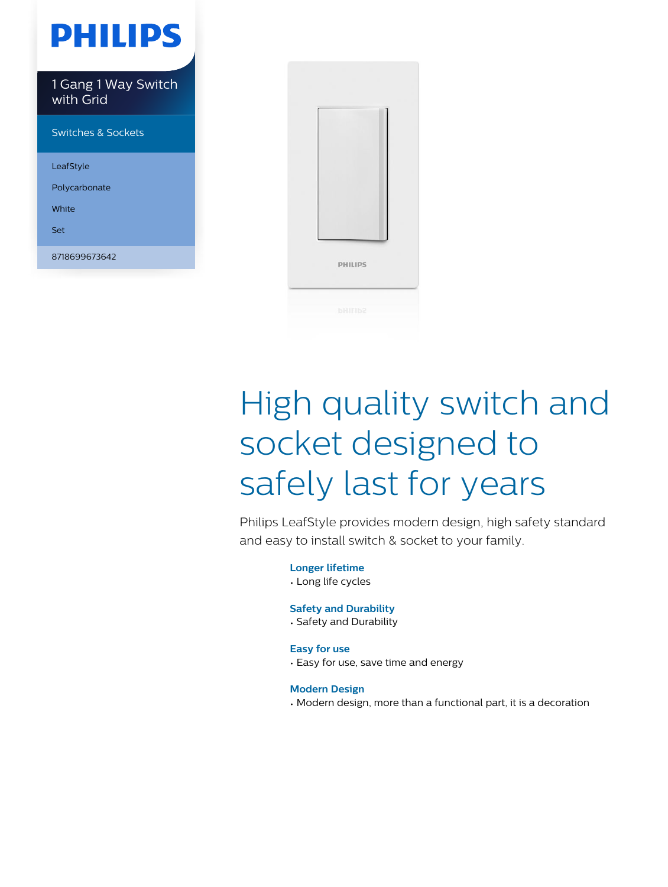PHILIPS

1 Gang 1 Way Switch with Grid

Switches & Sockets

LeafStyle

Polycarbonate

White

Set

8718699673642

# High quality switch and socket designed to safely last for years

Philips LeafStyle provides modern design, high safety standard and easy to install switch & socket to your family.

**Longer lifetime**
- Long life cycles

**Safety and Durability**
- Safety and Durability

**Easy for use**
- Easy for use, save time and energy

**Modern Design**
- Modern design, more than a functional part, it is a decoration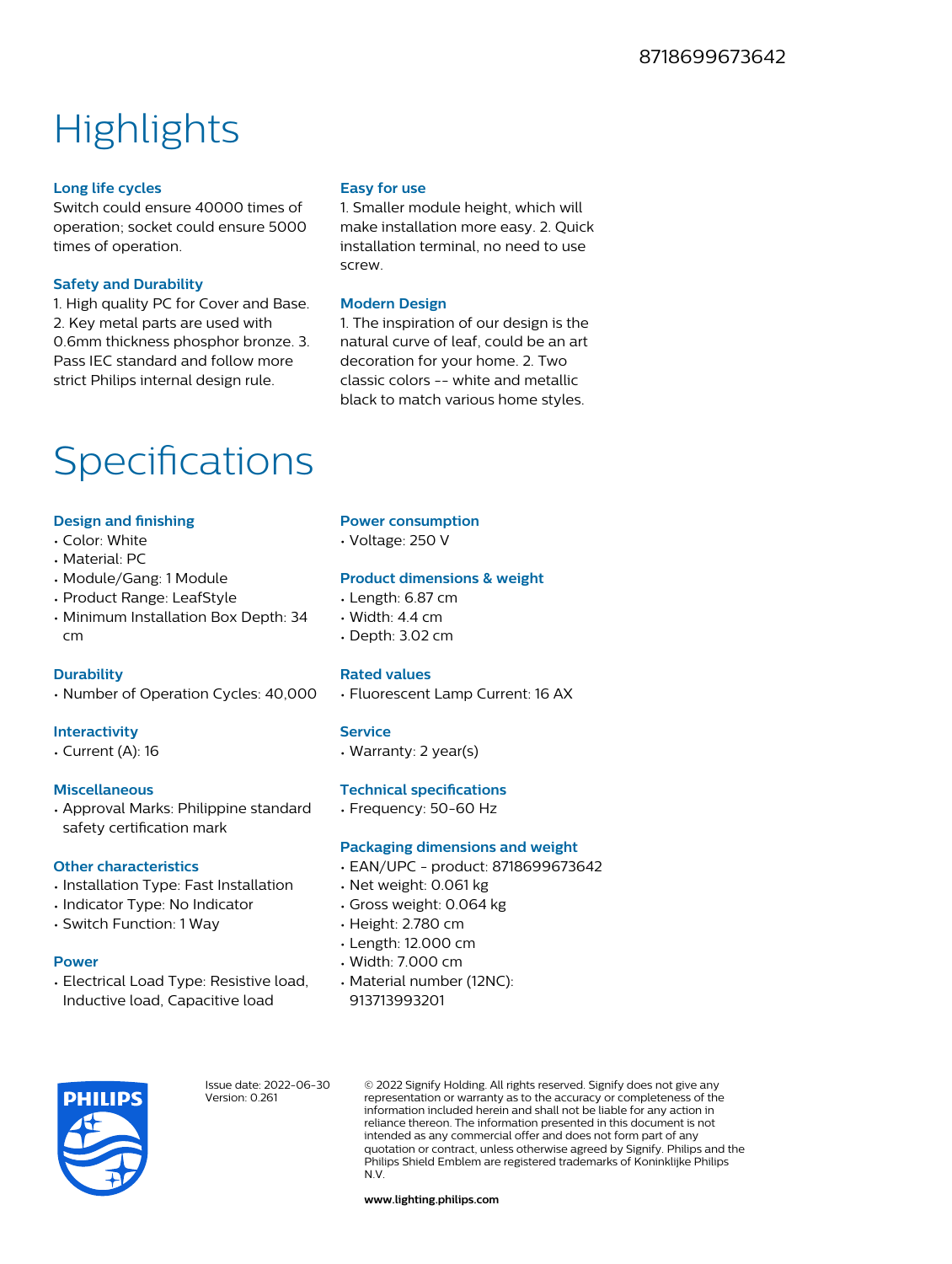8718699673642

# Highlights

### Long life cycles

Switch could ensure 40000 times of operation; socket could ensure 5000 times of operation.

### Safety and Durability

1. High quality PC for Cover and Base. 2. Key metal parts are used with 0.6mm thickness phosphor bronze. 3. Pass IEC standard and follow more strict Philips internal design rule.

### Easy for use

1. Smaller module height, which will make installation more easy. 2. Quick installation terminal, no need to use screw.

### Modern Design

1. The inspiration of our design is the natural curve of leaf, could be an art decoration for your home. 2. Two classic colors -- white and metallic black to match various home styles.

# Specifications

### Design and finishing

- Color: White
- Material: PC
- Module/Gang: 1 Module
- Product Range: LeafStyle
- Minimum Installation Box Depth: 34 cm

### Durability

- Number of Operation Cycles: 40,000

### Interactivity

- Current (A): 16

### Miscellaneous

- Approval Marks: Philippine standard safety certification mark

### Other characteristics

- Installation Type: Fast Installation
- Indicator Type: No Indicator
- Switch Function: 1 Way

### Power

- Electrical Load Type: Resistive load, Inductive load, Capacitive load

### Power consumption

- Voltage: 250 V

### Product dimensions & weight

- Length: 6.87 cm
- Width: 4.4 cm
- Depth: 3.02 cm

### Rated values

- Fluorescent Lamp Current: 16 AX

### Service

- Warranty: 2 year(s)

### Technical specifications

- Frequency: 50-60 Hz

### Packaging dimensions and weight

- EAN/UPC - product: 8718699673642
- Net weight: 0.061 kg
- Gross weight: 0.064 kg
- Height: 2.780 cm
- Length: 12.000 cm
- Width: 7.000 cm
- Material number (12NC): 913713993201

Issue date: 2022-06-30
Version: 0.261

© 2022 Signify Holding. All rights reserved. Signify does not give any representation or warranty as to the accuracy or completeness of the information included herein and shall not be liable for any action in reliance thereon. The information presented in this document is not intended as any commercial offer and does not form part of any quotation or contract, unless otherwise agreed by Signify. Philips and the Philips Shield Emblem are registered trademarks of Koninklijke Philips N.V.

**www.lighting.philips.com**